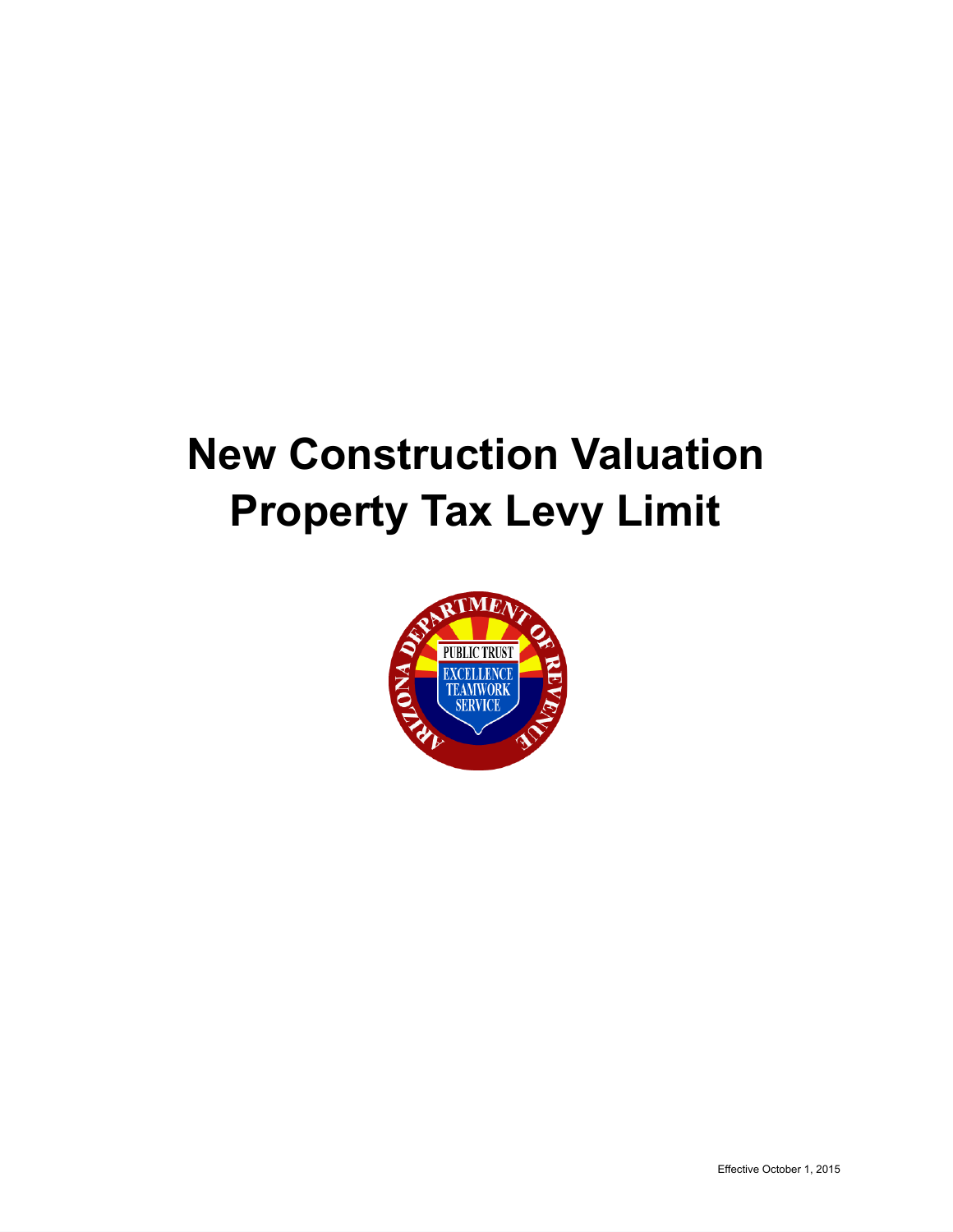# New Construction Valuation Property Tax Levy Limit

Effective October 1, 2015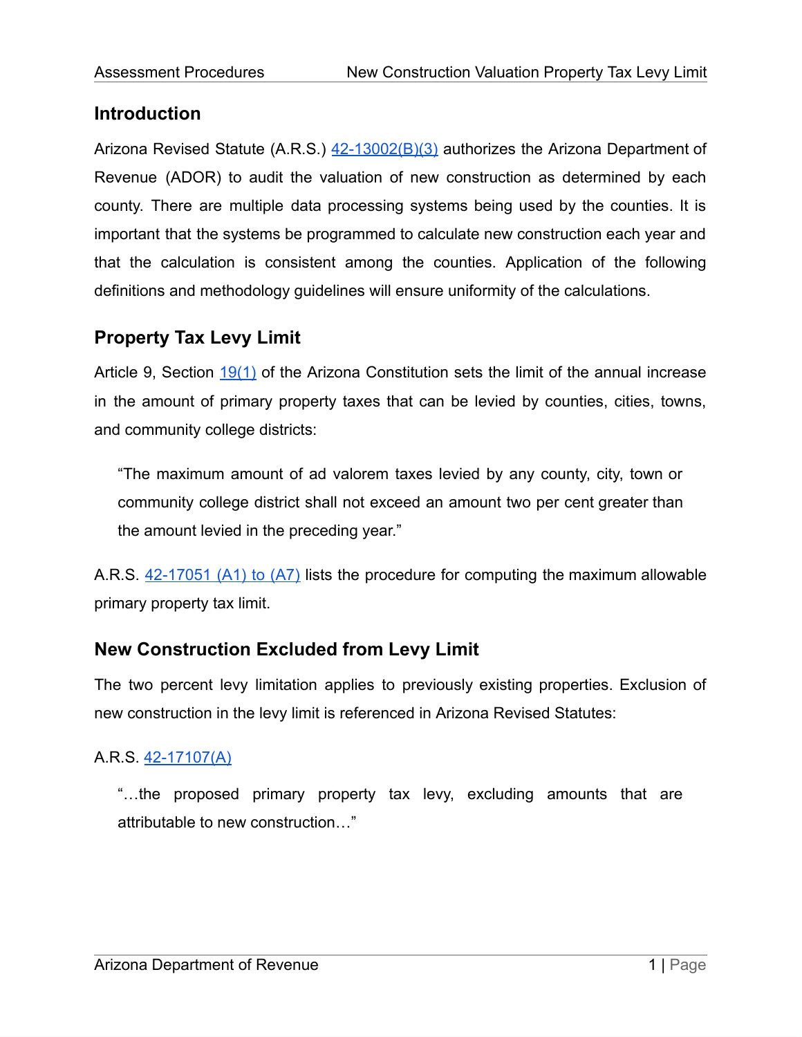## Introduction

Arizona Revised Statute (A.R.S.) 42-13002(B)(3) authorizes the Arizona Department of Revenue (ADOR) to audit the valuation of new construction as determined by each county. There are multiple data processing systems being used by the counties. It is important that the systems be programmed to calculate new construction each year and that the calculation is consistent among the counties. Application of the following definitions and methodology guidelines will ensure uniformity of the calculations.

## Property Tax Levy Limit

Article 9, Section 19(1) of the Arizona Constitution sets the limit of the annual increase in the amount of primary property taxes that can be levied by counties, cities, towns, and community college districts:

> "The maximum amount of ad valorem taxes levied by any county, city, town or community college district shall not exceed an amount two per cent greater than the amount levied in the preceding year."

A.R.S. 42-17051 (A1) to (A7) lists the procedure for computing the maximum allowable primary property tax limit.

## New Construction Excluded from Levy Limit

The two percent levy limitation applies to previously existing properties. Exclusion of new construction in the levy limit is referenced in Arizona Revised Statutes:

A.R.S. 42-17107(A)

> "…the proposed primary property tax levy, excluding amounts that are attributable to new construction…"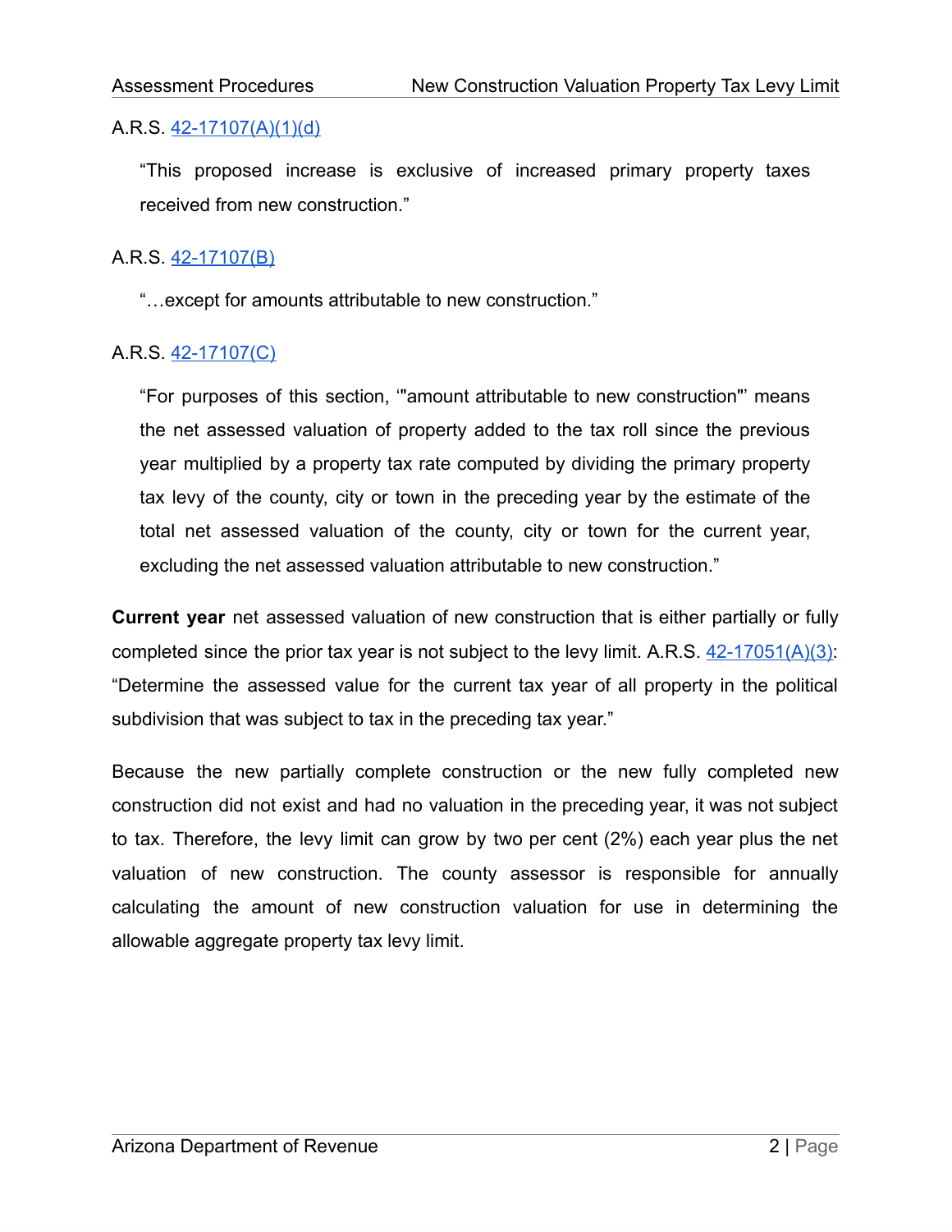A.R.S. [42-17107(A)(1)(d)](42-17107(A)(1)(d))

> "This proposed increase is exclusive of increased primary property taxes received from new construction."

A.R.S. [42-17107(B)](42-17107(B))

> "…except for amounts attributable to new construction."

A.R.S. [42-17107(C)](42-17107(C))

> "For purposes of this section, '"amount attributable to new construction"' means the net assessed valuation of property added to the tax roll since the previous year multiplied by a property tax rate computed by dividing the primary property tax levy of the county, city or town in the preceding year by the estimate of the total net assessed valuation of the county, city or town for the current year, excluding the net assessed valuation attributable to new construction."

**Current year** net assessed valuation of new construction that is either partially or fully completed since the prior tax year is not subject to the levy limit. A.R.S. [42-17051(A)(3)](42-17051(A)(3)): "Determine the assessed value for the current tax year of all property in the political subdivision that was subject to tax in the preceding tax year."

Because the new partially complete construction or the new fully completed new construction did not exist and had no valuation in the preceding year, it was not subject to tax. Therefore, the levy limit can grow by two per cent (2%) each year plus the net valuation of new construction. The county assessor is responsible for annually calculating the amount of new construction valuation for use in determining the allowable aggregate property tax levy limit.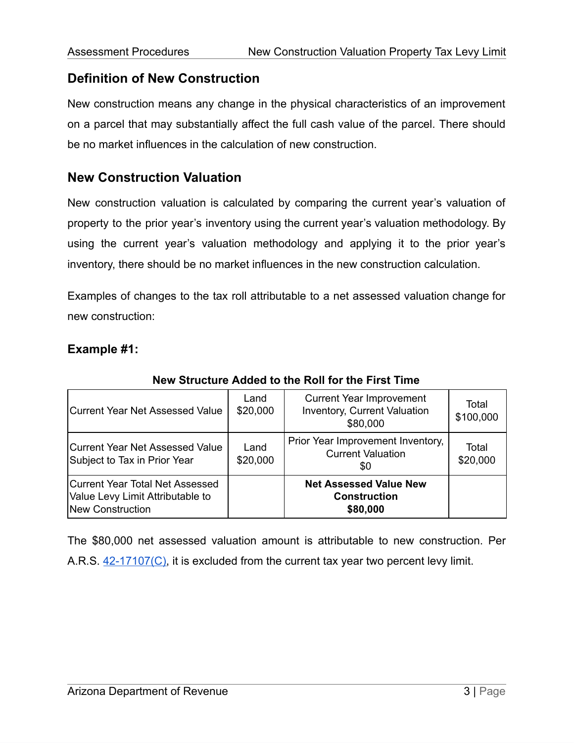## Definition of New Construction

New construction means any change in the physical characteristics of an improvement on a parcel that may substantially affect the full cash value of the parcel. There should be no market influences in the calculation of new construction.

## New Construction Valuation

New construction valuation is calculated by comparing the current year's valuation of property to the prior year's inventory using the current year's valuation methodology. By using the current year's valuation methodology and applying it to the prior year's inventory, there should be no market influences in the new construction calculation.

Examples of changes to the tax roll attributable to a net assessed valuation change for new construction:

### Example #1:

**New Structure Added to the Roll for the First Time**

| | | | |
|---|---|---|---|
| Current Year Net Assessed Value | Land $20,000 | Current Year Improvement Inventory, Current Valuation $80,000 | Total $100,000 |
| Current Year Net Assessed Value Subject to Tax in Prior Year | Land $20,000 | Prior Year Improvement Inventory, Current Valuation $0 | Total $20,000 |
| Current Year Total Net Assessed Value Levy Limit Attributable to New Construction | | **Net Assessed Value New Construction $80,000** | |

The $80,000 net assessed valuation amount is attributable to new construction. Per A.R.S. 42-17107(C), it is excluded from the current tax year two percent levy limit.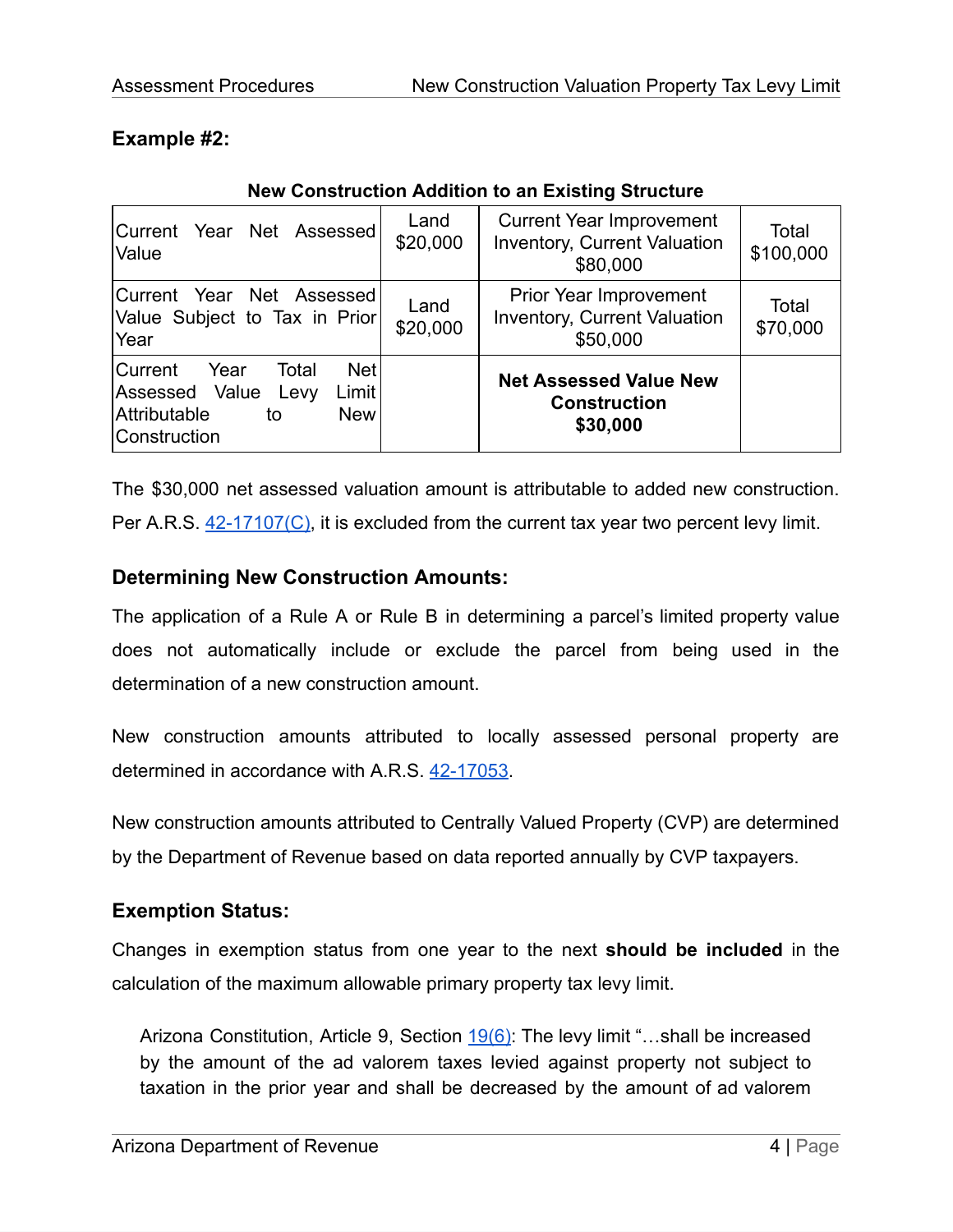## Example #2:

**New Construction Addition to an Existing Structure**

| | | | |
|---|---|---|---|
| Current Year Net Assessed Value | Land $20,000 | Current Year Improvement Inventory, Current Valuation $80,000 | Total $100,000 |
| Current Year Net Assessed Value Subject to Tax in Prior Year | Land $20,000 | Prior Year Improvement Inventory, Current Valuation $50,000 | Total $70,000 |
| Current Year Total Net Assessed Value Levy Limit Attributable to New Construction | | **Net Assessed Value New Construction $30,000** | |

The $30,000 net assessed valuation amount is attributable to added new construction. Per A.R.S. 42-17107(C), it is excluded from the current tax year two percent levy limit.

### Determining New Construction Amounts:

The application of a Rule A or Rule B in determining a parcel's limited property value does not automatically include or exclude the parcel from being used in the determination of a new construction amount.

New construction amounts attributed to locally assessed personal property are determined in accordance with A.R.S. 42-17053.

New construction amounts attributed to Centrally Valued Property (CVP) are determined by the Department of Revenue based on data reported annually by CVP taxpayers.

### Exemption Status:

Changes in exemption status from one year to the next **should be included** in the calculation of the maximum allowable primary property tax levy limit.

> Arizona Constitution, Article 9, Section 19(6): The levy limit "…shall be increased by the amount of the ad valorem taxes levied against property not subject to taxation in the prior year and shall be decreased by the amount of ad valorem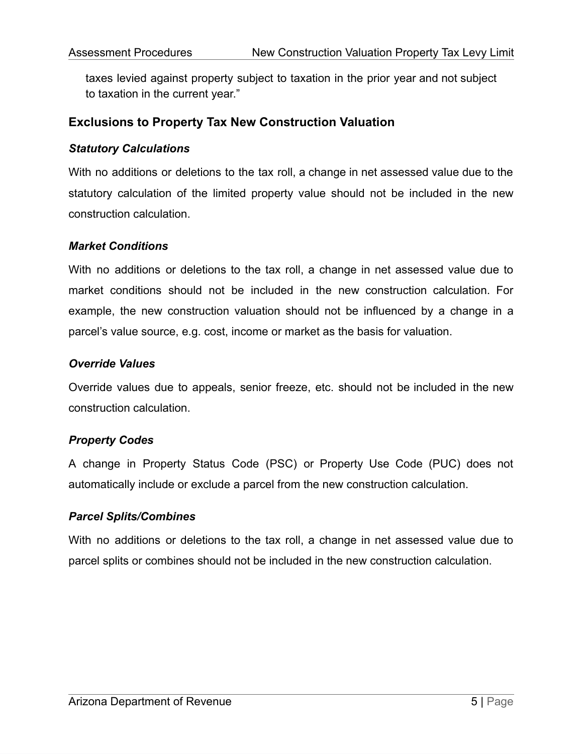taxes levied against property subject to taxation in the prior year and not subject to taxation in the current year."

## Exclusions to Property Tax New Construction Valuation

### *Statutory Calculations*

With no additions or deletions to the tax roll, a change in net assessed value due to the statutory calculation of the limited property value should not be included in the new construction calculation.

### *Market Conditions*

With no additions or deletions to the tax roll, a change in net assessed value due to market conditions should not be included in the new construction calculation. For example, the new construction valuation should not be influenced by a change in a parcel's value source, e.g. cost, income or market as the basis for valuation.

### *Override Values*

Override values due to appeals, senior freeze, etc. should not be included in the new construction calculation.

### *Property Codes*

A change in Property Status Code (PSC) or Property Use Code (PUC) does not automatically include or exclude a parcel from the new construction calculation.

### *Parcel Splits/Combines*

With no additions or deletions to the tax roll, a change in net assessed value due to parcel splits or combines should not be included in the new construction calculation.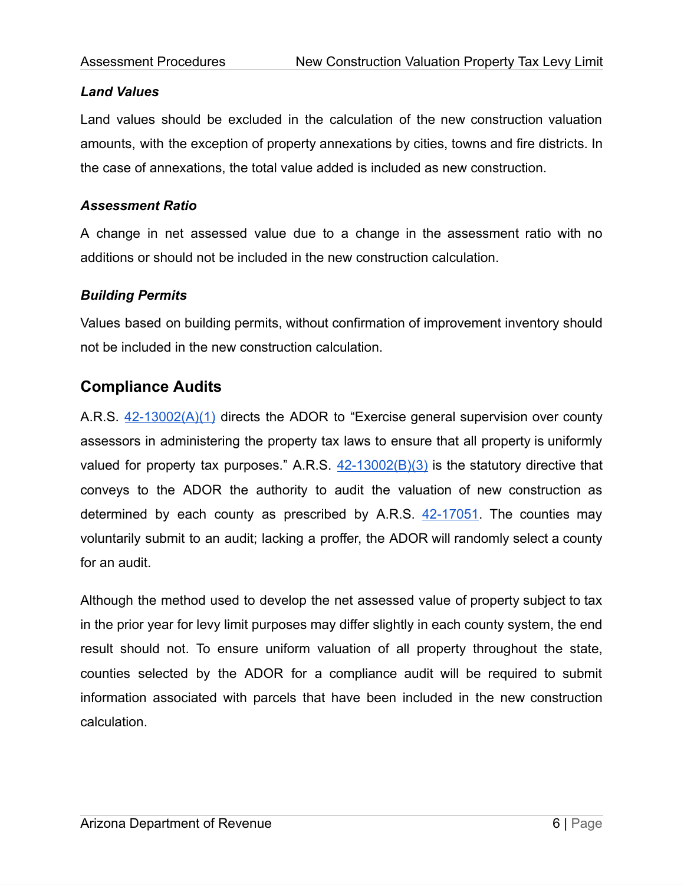### *Land Values*

Land values should be excluded in the calculation of the new construction valuation amounts, with the exception of property annexations by cities, towns and fire districts. In the case of annexations, the total value added is included as new construction.

### *Assessment Ratio*

A change in net assessed value due to a change in the assessment ratio with no additions or should not be included in the new construction calculation.

### *Building Permits*

Values based on building permits, without confirmation of improvement inventory should not be included in the new construction calculation.

## Compliance Audits

A.R.S. 42-13002(A)(1) directs the ADOR to "Exercise general supervision over county assessors in administering the property tax laws to ensure that all property is uniformly valued for property tax purposes." A.R.S. 42-13002(B)(3) is the statutory directive that conveys to the ADOR the authority to audit the valuation of new construction as determined by each county as prescribed by A.R.S. 42-17051. The counties may voluntarily submit to an audit; lacking a proffer, the ADOR will randomly select a county for an audit.

Although the method used to develop the net assessed value of property subject to tax in the prior year for levy limit purposes may differ slightly in each county system, the end result should not. To ensure uniform valuation of all property throughout the state, counties selected by the ADOR for a compliance audit will be required to submit information associated with parcels that have been included in the new construction calculation.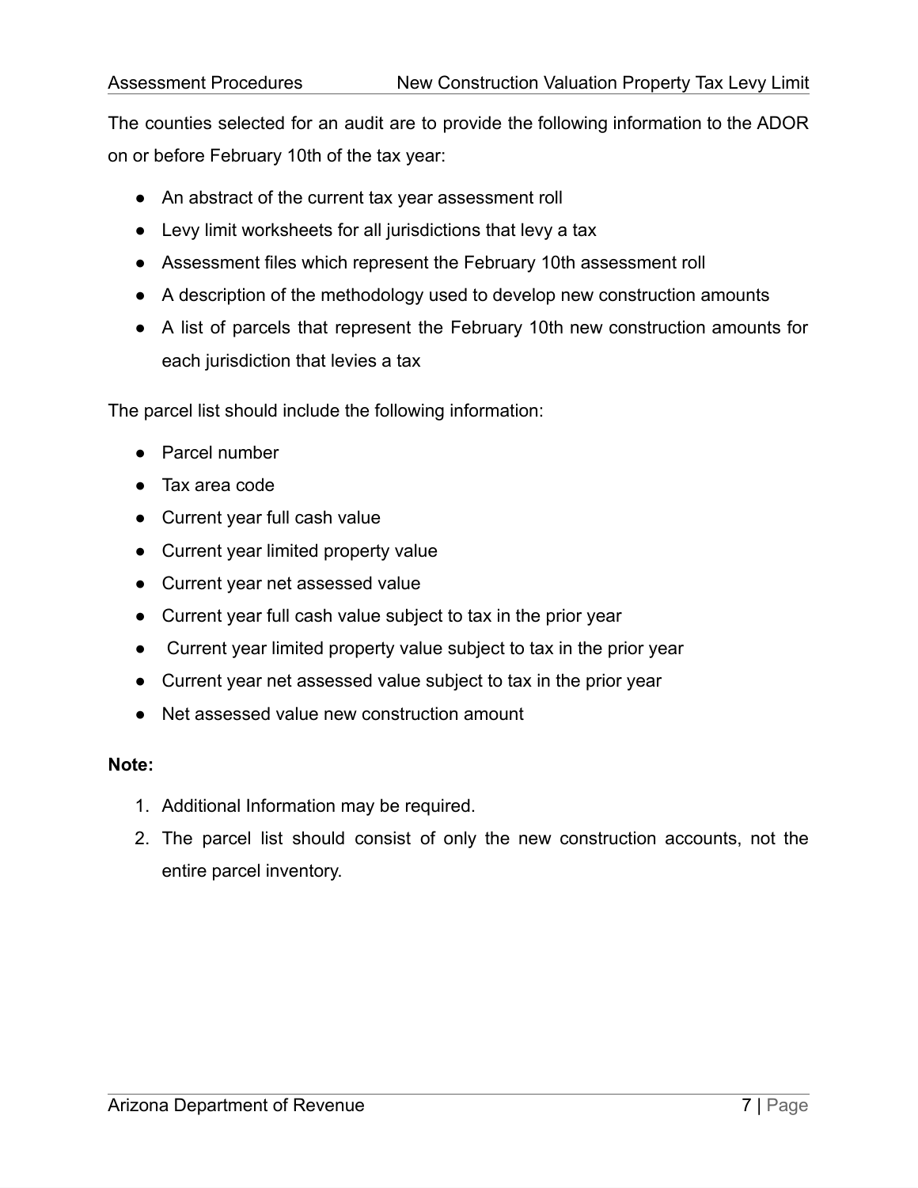The counties selected for an audit are to provide the following information to the ADOR on or before February 10th of the tax year:

- An abstract of the current tax year assessment roll
- Levy limit worksheets for all jurisdictions that levy a tax
- Assessment files which represent the February 10th assessment roll
- A description of the methodology used to develop new construction amounts
- A list of parcels that represent the February 10th new construction amounts for each jurisdiction that levies a tax

The parcel list should include the following information:

- Parcel number
- Tax area code
- Current year full cash value
- Current year limited property value
- Current year net assessed value
- Current year full cash value subject to tax in the prior year
- Current year limited property value subject to tax in the prior year
- Current year net assessed value subject to tax in the prior year
- Net assessed value new construction amount

**Note:**

1. Additional Information may be required.
2. The parcel list should consist of only the new construction accounts, not the entire parcel inventory.